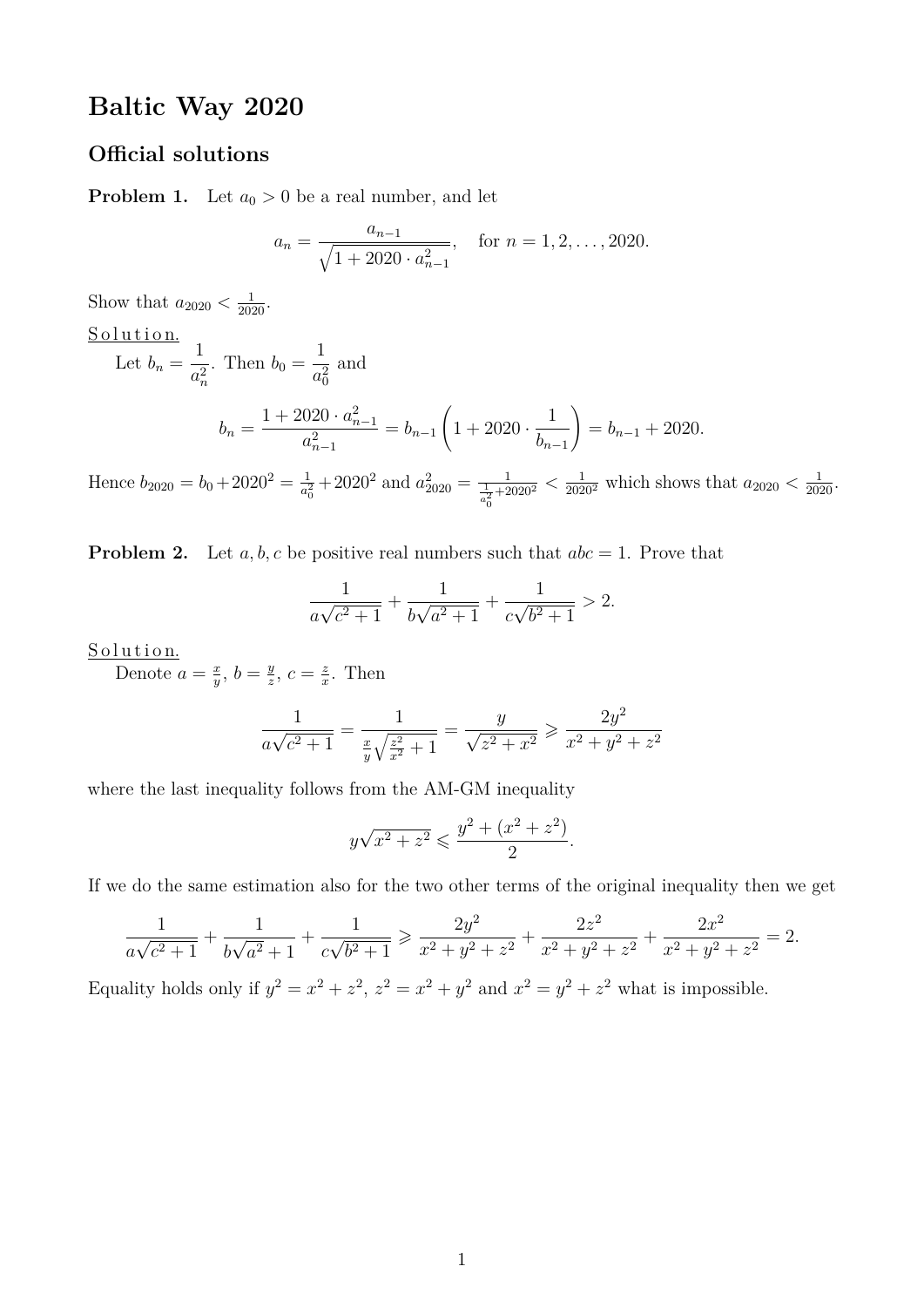# Baltic Way 2020

## Official solutions

**Problem 1.** Let $a_0 > 0$ be a real number, and let

$$a_n = \frac{a_{n-1}}{\sqrt{1 + 2020 \cdot a_{n-1}^2}}, \quad \text{for } n = 1, 2, \ldots, 2020.$$

Show that $a_{2020} < \frac{1}{2020}$.

Solution.

Let $b_n = \dfrac{1}{a_n^2}$. Then $b_0 = \dfrac{1}{a_0^2}$ and

$$b_n = \frac{1 + 2020 \cdot a_{n-1}^2}{a_{n-1}^2} = b_{n-1}\left(1 + 2020 \cdot \frac{1}{b_{n-1}}\right) = b_{n-1} + 2020.$$

Hence $b_{2020} = b_0 + 2020^2 = \frac{1}{a_0^2} + 2020^2$ and $a_{2020}^2 = \frac{1}{\frac{1}{a_0^2} + 2020^2} < \frac{1}{2020^2}$ which shows that $a_{2020} < \frac{1}{2020}$.

**Problem 2.** Let $a, b, c$ be positive real numbers such that $abc = 1$. Prove that

$$\frac{1}{a\sqrt{c^2+1}} + \frac{1}{b\sqrt{a^2+1}} + \frac{1}{c\sqrt{b^2+1}} > 2.$$

Solution.

Denote $a = \frac{x}{y}$, $b = \frac{y}{z}$, $c = \frac{z}{x}$. Then

$$\frac{1}{a\sqrt{c^2+1}} = \frac{1}{\frac{x}{y}\sqrt{\frac{z^2}{x^2}+1}} = \frac{y}{\sqrt{z^2+x^2}} \geqslant \frac{2y^2}{x^2+y^2+z^2}$$

where the last inequality follows from the AM-GM inequality

$$y\sqrt{x^2+z^2} \leqslant \frac{y^2 + (x^2+z^2)}{2}.$$

If we do the same estimation also for the two other terms of the original inequality then we get

$$\frac{1}{a\sqrt{c^2+1}} + \frac{1}{b\sqrt{a^2+1}} + \frac{1}{c\sqrt{b^2+1}} \geqslant \frac{2y^2}{x^2+y^2+z^2} + \frac{2z^2}{x^2+y^2+z^2} + \frac{2x^2}{x^2+y^2+z^2} = 2.$$

Equality holds only if $y^2 = x^2 + z^2$, $z^2 = x^2 + y^2$ and $x^2 = y^2 + z^2$ what is impossible.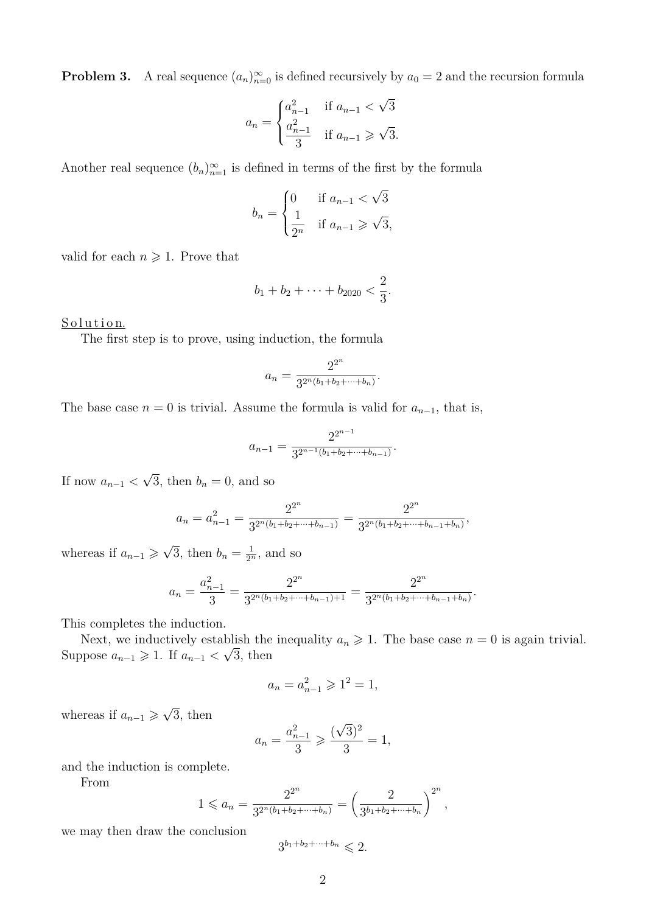**Problem 3.** A real sequence $(a_n)_{n=0}^{\infty}$ is defined recursively by $a_0 = 2$ and the recursion formula

$$a_n = \begin{cases} a_{n-1}^2 & \text{if } a_{n-1} < \sqrt{3} \\ \dfrac{a_{n-1}^2}{3} & \text{if } a_{n-1} \geqslant \sqrt{3}. \end{cases}$$

Another real sequence $(b_n)_{n=1}^{\infty}$ is defined in terms of the first by the formula

$$b_n = \begin{cases} 0 & \text{if } a_{n-1} < \sqrt{3} \\ \dfrac{1}{2^n} & \text{if } a_{n-1} \geqslant \sqrt{3}, \end{cases}$$

valid for each $n \geqslant 1$. Prove that

$$b_1 + b_2 + \cdots + b_{2020} < \frac{2}{3}.$$

Solution.

The first step is to prove, using induction, the formula

$$a_n = \frac{2^{2^n}}{3^{2^n(b_1+b_2+\cdots+b_n)}}.$$

The base case $n = 0$ is trivial. Assume the formula is valid for $a_{n-1}$, that is,

$$a_{n-1} = \frac{2^{2^{n-1}}}{3^{2^{n-1}(b_1+b_2+\cdots+b_{n-1})}}.$$

If now $a_{n-1} < \sqrt{3}$, then $b_n = 0$, and so

$$a_n = a_{n-1}^2 = \frac{2^{2^n}}{3^{2^n(b_1+b_2+\cdots+b_{n-1})}} = \frac{2^{2^n}}{3^{2^n(b_1+b_2+\cdots+b_{n-1}+b_n)}},$$

whereas if $a_{n-1} \geqslant \sqrt{3}$, then $b_n = \frac{1}{2^n}$, and so

$$a_n = \frac{a_{n-1}^2}{3} = \frac{2^{2^n}}{3^{2^n(b_1+b_2+\cdots+b_{n-1})+1}} = \frac{2^{2^n}}{3^{2^n(b_1+b_2+\cdots+b_{n-1}+b_n)}}.$$

This completes the induction.

Next, we inductively establish the inequality $a_n \geqslant 1$. The base case $n = 0$ is again trivial. Suppose $a_{n-1} \geqslant 1$. If $a_{n-1} < \sqrt{3}$, then

$$a_n = a_{n-1}^2 \geqslant 1^2 = 1,$$

whereas if $a_{n-1} \geqslant \sqrt{3}$, then

$$a_n = \frac{a_{n-1}^2}{3} \geqslant \frac{(\sqrt{3})^2}{3} = 1,$$

and the induction is complete.

From

$$1 \leqslant a_n = \frac{2^{2^n}}{3^{2^n(b_1+b_2+\cdots+b_n)}} = \left(\frac{2}{3^{b_1+b_2+\cdots+b_n}}\right)^{2^n},$$

we may then draw the conclusion

$$3^{b_1+b_2+\cdots+b_n} \leqslant 2.$$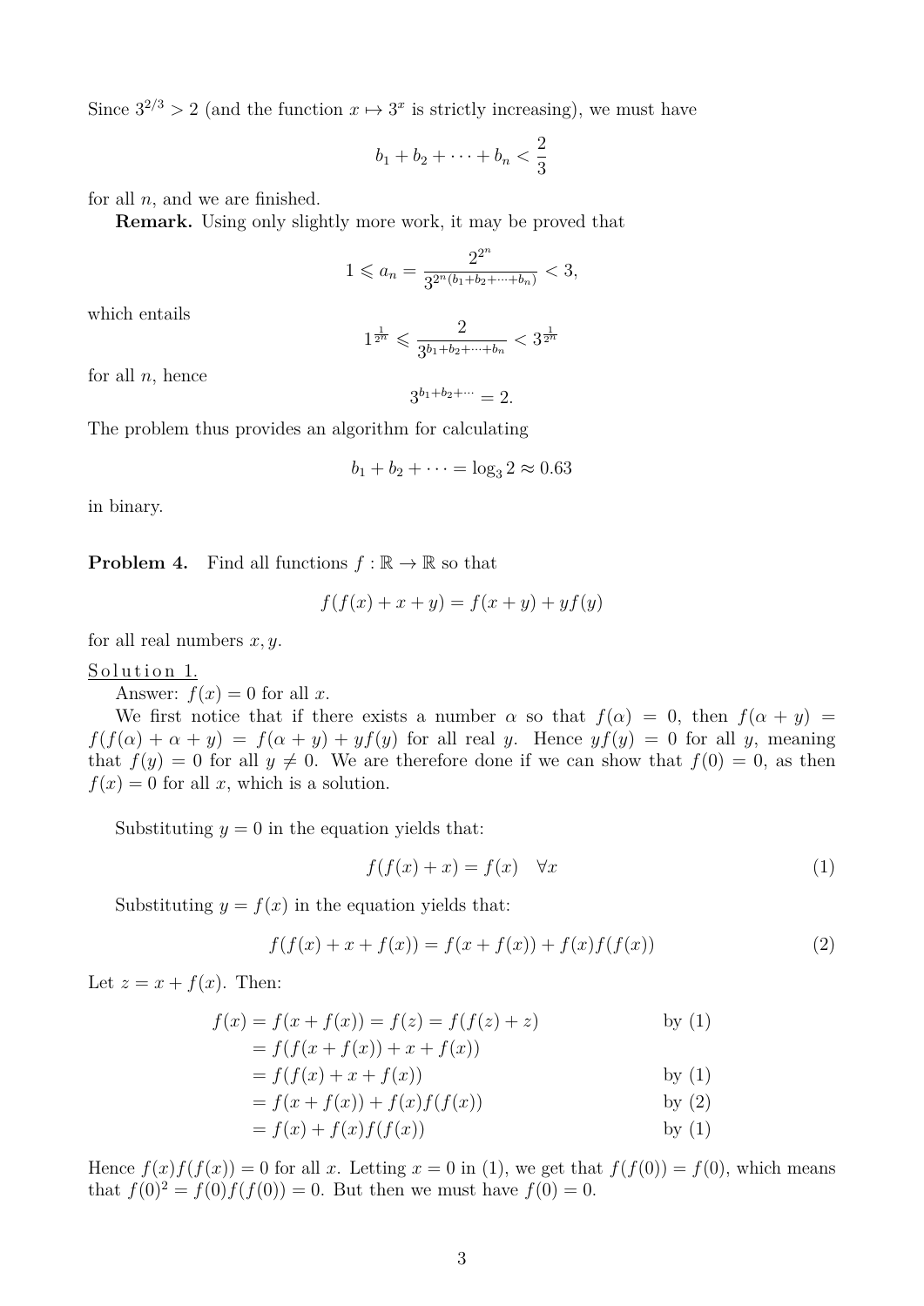Since $3^{2/3} > 2$ (and the function $x \mapsto 3^x$ is strictly increasing), we must have

$$b_1 + b_2 + \cdots + b_n < \frac{2}{3}$$

for all $n$, and we are finished.

**Remark.** Using only slightly more work, it may be proved that

$$1 \leqslant a_n = \frac{2^{2^n}}{3^{2^n(b_1+b_2+\cdots+b_n)}} < 3,$$

which entails

$$1^{\frac{1}{2^n}} \leqslant \frac{2}{3^{b_1+b_2+\cdots+b_n}} < 3^{\frac{1}{2^n}}$$

for all $n$, hence

$$3^{b_1+b_2+\cdots} = 2.$$

The problem thus provides an algorithm for calculating

$$b_1 + b_2 + \cdots = \log_3 2 \approx 0.63$$

in binary.

**Problem 4.** Find all functions $f : \mathbb{R} \to \mathbb{R}$ so that

$$f(f(x) + x + y) = f(x + y) + yf(y)$$

for all real numbers $x, y$.

Solution 1.

Answer: $f(x) = 0$ for all $x$.

We first notice that if there exists a number $\alpha$ so that $f(\alpha) = 0$, then $f(\alpha + y) = f(f(\alpha) + \alpha + y) = f(\alpha + y) + yf(y)$ for all real $y$. Hence $yf(y) = 0$ for all $y$, meaning that $f(y) = 0$ for all $y \neq 0$. We are therefore done if we can show that $f(0) = 0$, as then $f(x) = 0$ for all $x$, which is a solution.

Substituting $y = 0$ in the equation yields that:

$$f(f(x) + x) = f(x) \quad \forall x \tag{1}$$

Substituting $y = f(x)$ in the equation yields that:

$$f(f(x) + x + f(x)) = f(x + f(x)) + f(x)f(f(x)) \tag{2}$$

Let $z = x + f(x)$. Then:

$$\begin{aligned}
f(x) = f(x + f(x)) = f(z) &= f(f(z) + z) && \text{by (1)} \\
&= f(f(x + f(x)) + x + f(x)) \\
&= f(f(x) + x + f(x)) && \text{by (1)} \\
&= f(x + f(x)) + f(x)f(f(x)) && \text{by (2)} \\
&= f(x) + f(x)f(f(x)) && \text{by (1)}
\end{aligned}$$

Hence $f(x)f(f(x)) = 0$ for all $x$. Letting $x = 0$ in (1), we get that $f(f(0)) = f(0)$, which means that $f(0)^2 = f(0)f(f(0)) = 0$. But then we must have $f(0) = 0$.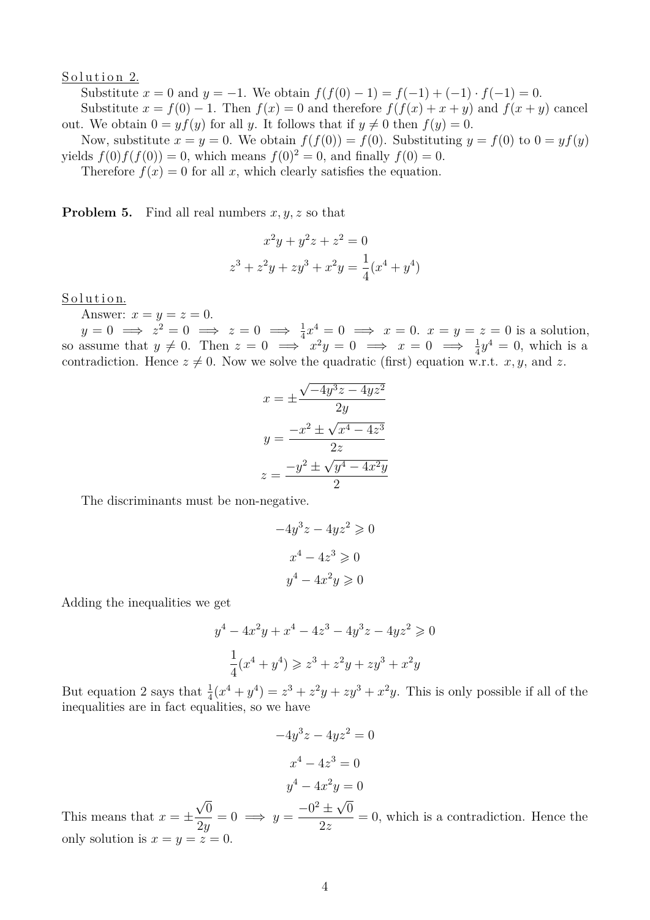Solution 2.

Substitute $x = 0$ and $y = -1$. We obtain $f(f(0) - 1) = f(-1) + (-1) \cdot f(-1) = 0$.

Substitute $x = f(0) - 1$. Then $f(x) = 0$ and therefore $f(f(x) + x + y)$ and $f(x + y)$ cancel out. We obtain $0 = yf(y)$ for all $y$. It follows that if $y \neq 0$ then $f(y) = 0$.

Now, substitute $x = y = 0$. We obtain $f(f(0)) = f(0)$. Substituting $y = f(0)$ to $0 = yf(y)$ yields $f(0)f(f(0)) = 0$, which means $f(0)^2 = 0$, and finally $f(0) = 0$.

Therefore $f(x) = 0$ for all $x$, which clearly satisfies the equation.

**Problem 5.** Find all real numbers $x, y, z$ so that

$$x^2y + y^2z + z^2 = 0$$

$$z^3 + z^2y + zy^3 + x^2y = \frac{1}{4}(x^4 + y^4)$$

Solution.

Answer: $x = y = z = 0$.

$y = 0 \implies z^2 = 0 \implies z = 0 \implies \frac{1}{4}x^4 = 0 \implies x = 0$. $x = y = z = 0$ is a solution, so assume that $y \neq 0$. Then $z = 0 \implies x^2y = 0 \implies x = 0 \implies \frac{1}{4}y^4 = 0$, which is a contradiction. Hence $z \neq 0$. Now we solve the quadratic (first) equation w.r.t. $x, y$, and $z$.

$$x = \pm\frac{\sqrt{-4y^3z - 4yz^2}}{2y}$$

$$y = \frac{-x^2 \pm \sqrt{x^4 - 4z^3}}{2z}$$

$$z = \frac{-y^2 \pm \sqrt{y^4 - 4x^2y}}{2}$$

The discriminants must be non-negative.

$$-4y^3z - 4yz^2 \geqslant 0$$

$$x^4 - 4z^3 \geqslant 0$$

$$y^4 - 4x^2y \geqslant 0$$

Adding the inequalities we get

$$y^4 - 4x^2y + x^4 - 4z^3 - 4y^3z - 4yz^2 \geqslant 0$$

$$\frac{1}{4}(x^4 + y^4) \geqslant z^3 + z^2y + zy^3 + x^2y$$

But equation 2 says that $\frac{1}{4}(x^4 + y^4) = z^3 + z^2y + zy^3 + x^2y$. This is only possible if all of the inequalities are in fact equalities, so we have

$$-4y^3z - 4yz^2 = 0$$

$$x^4 - 4z^3 = 0$$

$$y^4 - 4x^2y = 0$$

This means that $x = \pm\frac{\sqrt{0}}{2y} = 0 \implies y = \frac{-0^2 \pm \sqrt{0}}{2z} = 0$, which is a contradiction. Hence the only solution is $x = y = z = 0$.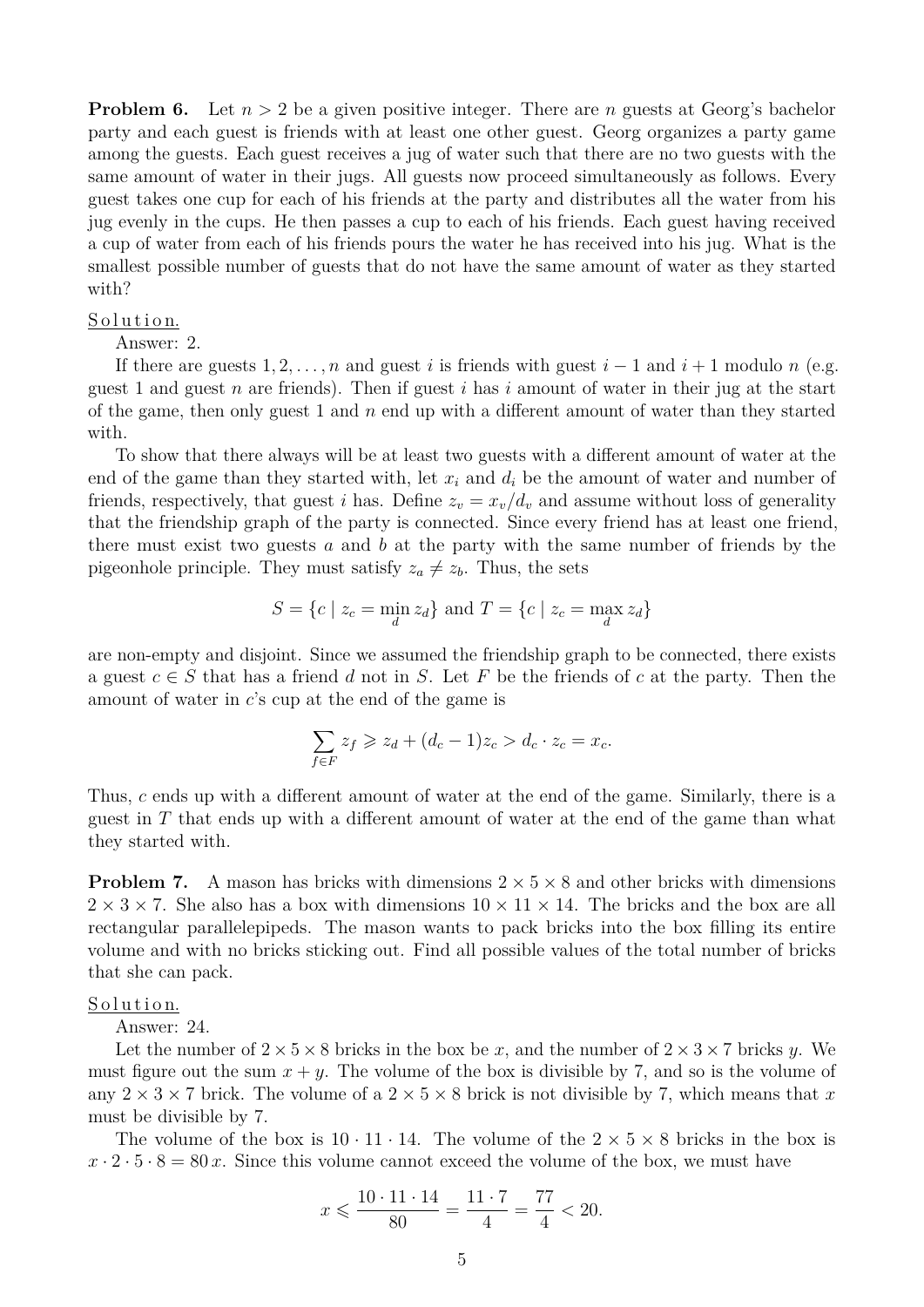**Problem 6.** Let $n > 2$ be a given positive integer. There are $n$ guests at Georg's bachelor party and each guest is friends with at least one other guest. Georg organizes a party game among the guests. Each guest receives a jug of water such that there are no two guests with the same amount of water in their jugs. All guests now proceed simultaneously as follows. Every guest takes one cup for each of his friends at the party and distributes all the water from his jug evenly in the cups. He then passes a cup to each of his friends. Each guest having received a cup of water from each of his friends pours the water he has received into his jug. What is the smallest possible number of guests that do not have the same amount of water as they started with?

Solution.

Answer: 2.

If there are guests $1, 2, \ldots, n$ and guest $i$ is friends with guest $i-1$ and $i+1$ modulo $n$ (e.g. guest 1 and guest $n$ are friends). Then if guest $i$ has $i$ amount of water in their jug at the start of the game, then only guest 1 and $n$ end up with a different amount of water than they started with.

To show that there always will be at least two guests with a different amount of water at the end of the game than they started with, let $x_i$ and $d_i$ be the amount of water and number of friends, respectively, that guest $i$ has. Define $z_v = x_v/d_v$ and assume without loss of generality that the friendship graph of the party is connected. Since every friend has at least one friend, there must exist two guests $a$ and $b$ at the party with the same number of friends by the pigeonhole principle. They must satisfy $z_a \neq z_b$. Thus, the sets

$$S = \{c \mid z_c = \min_d z_d\} \text{ and } T = \{c \mid z_c = \max_d z_d\}$$

are non-empty and disjoint. Since we assumed the friendship graph to be connected, there exists a guest $c \in S$ that has a friend $d$ not in $S$. Let $F$ be the friends of $c$ at the party. Then the amount of water in $c$'s cup at the end of the game is

$$\sum_{f \in F} z_f \geqslant z_d + (d_c - 1)z_c > d_c \cdot z_c = x_c.$$

Thus, $c$ ends up with a different amount of water at the end of the game. Similarly, there is a guest in $T$ that ends up with a different amount of water at the end of the game than what they started with.

**Problem 7.** A mason has bricks with dimensions $2 \times 5 \times 8$ and other bricks with dimensions $2 \times 3 \times 7$. She also has a box with dimensions $10 \times 11 \times 14$. The bricks and the box are all rectangular parallelepipeds. The mason wants to pack bricks into the box filling its entire volume and with no bricks sticking out. Find all possible values of the total number of bricks that she can pack.

Solution.

Answer: 24.

Let the number of $2 \times 5 \times 8$ bricks in the box be $x$, and the number of $2 \times 3 \times 7$ bricks $y$. We must figure out the sum $x + y$. The volume of the box is divisible by 7, and so is the volume of any $2 \times 3 \times 7$ brick. The volume of a $2 \times 5 \times 8$ brick is not divisible by 7, which means that $x$ must be divisible by 7.

The volume of the box is $10 \cdot 11 \cdot 14$. The volume of the $2 \times 5 \times 8$ bricks in the box is $x \cdot 2 \cdot 5 \cdot 8 = 80\,x$. Since this volume cannot exceed the volume of the box, we must have

$$x \leqslant \frac{10 \cdot 11 \cdot 14}{80} = \frac{11 \cdot 7}{4} = \frac{77}{4} < 20.$$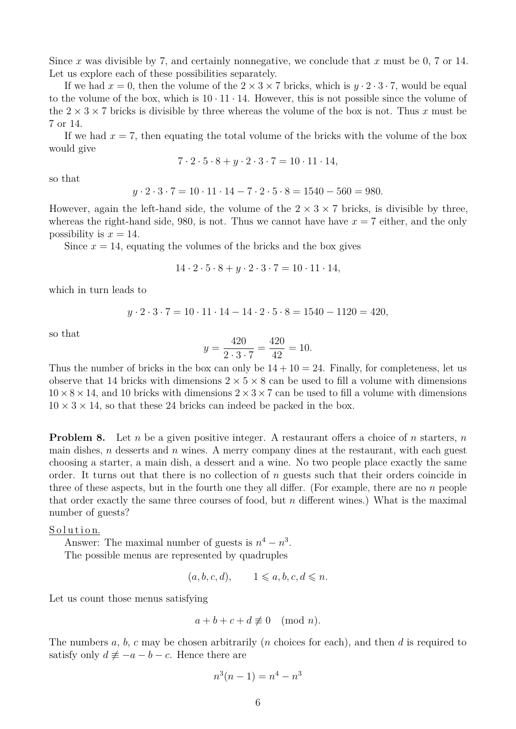Since $x$ was divisible by 7, and certainly nonnegative, we conclude that $x$ must be 0, 7 or 14. Let us explore each of these possibilities separately.

If we had $x = 0$, then the volume of the $2 \times 3 \times 7$ bricks, which is $y \cdot 2 \cdot 3 \cdot 7$, would be equal to the volume of the box, which is $10 \cdot 11 \cdot 14$. However, this is not possible since the volume of the $2 \times 3 \times 7$ bricks is divisible by three whereas the volume of the box is not. Thus $x$ must be 7 or 14.

If we had $x = 7$, then equating the total volume of the bricks with the volume of the box would give

$$7 \cdot 2 \cdot 5 \cdot 8 + y \cdot 2 \cdot 3 \cdot 7 = 10 \cdot 11 \cdot 14,$$

so that

$$y \cdot 2 \cdot 3 \cdot 7 = 10 \cdot 11 \cdot 14 - 7 \cdot 2 \cdot 5 \cdot 8 = 1540 - 560 = 980.$$

However, again the left-hand side, the volume of the $2 \times 3 \times 7$ bricks, is divisible by three, whereas the right-hand side, 980, is not. Thus we cannot have have $x = 7$ either, and the only possibility is $x = 14$.

Since $x = 14$, equating the volumes of the bricks and the box gives

$$14 \cdot 2 \cdot 5 \cdot 8 + y \cdot 2 \cdot 3 \cdot 7 = 10 \cdot 11 \cdot 14,$$

which in turn leads to

$$y \cdot 2 \cdot 3 \cdot 7 = 10 \cdot 11 \cdot 14 - 14 \cdot 2 \cdot 5 \cdot 8 = 1540 - 1120 = 420,$$

so that

$$y = \frac{420}{2 \cdot 3 \cdot 7} = \frac{420}{42} = 10.$$

Thus the number of bricks in the box can only be $14 + 10 = 24$. Finally, for completeness, let us observe that 14 bricks with dimensions $2 \times 5 \times 8$ can be used to fill a volume with dimensions $10 \times 8 \times 14$, and 10 bricks with dimensions $2 \times 3 \times 7$ can be used to fill a volume with dimensions $10 \times 3 \times 14$, so that these 24 bricks can indeed be packed in the box.

**Problem 8.** Let $n$ be a given positive integer. A restaurant offers a choice of $n$ starters, $n$ main dishes, $n$ desserts and $n$ wines. A merry company dines at the restaurant, with each guest choosing a starter, a main dish, a dessert and a wine. No two people place exactly the same order. It turns out that there is no collection of $n$ guests such that their orders coincide in three of these aspects, but in the fourth one they all differ. (For example, there are no $n$ people that order exactly the same three courses of food, but $n$ different wines.) What is the maximal number of guests?

Solution.

Answer: The maximal number of guests is $n^4 - n^3$.

The possible menus are represented by quadruples

$$(a, b, c, d), \qquad 1 \leqslant a, b, c, d \leqslant n.$$

Let us count those menus satisfying

$$a + b + c + d \not\equiv 0 \pmod{n}.$$

The numbers $a$, $b$, $c$ may be chosen arbitrarily ($n$ choices for each), and then $d$ is required to satisfy only $d \not\equiv -a - b - c$. Hence there are

$$n^3(n-1) = n^4 - n^3$$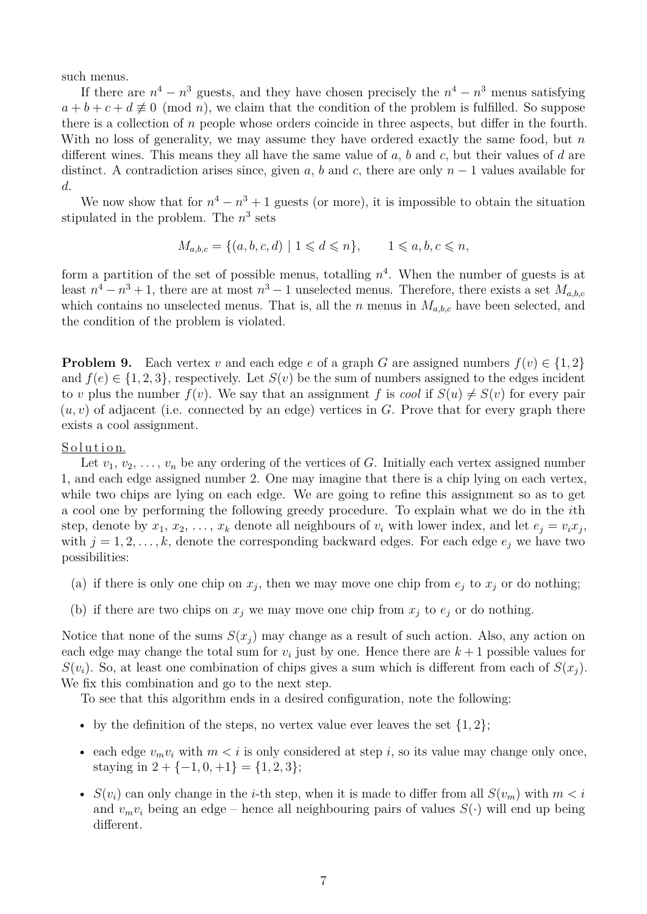such menus.

If there are $n^4 - n^3$ guests, and they have chosen precisely the $n^4 - n^3$ menus satisfying $a + b + c + d \not\equiv 0 \pmod{n}$, we claim that the condition of the problem is fulfilled. So suppose there is a collection of $n$ people whose orders coincide in three aspects, but differ in the fourth. With no loss of generality, we may assume they have ordered exactly the same food, but $n$ different wines. This means they all have the same value of $a$, $b$ and $c$, but their values of $d$ are distinct. A contradiction arises since, given $a$, $b$ and $c$, there are only $n - 1$ values available for $d$.

We now show that for $n^4 - n^3 + 1$ guests (or more), it is impossible to obtain the situation stipulated in the problem. The $n^3$ sets

$$M_{a,b,c} = \{(a, b, c, d) \mid 1 \leqslant d \leqslant n\}, \qquad 1 \leqslant a, b, c \leqslant n,$$

form a partition of the set of possible menus, totalling $n^4$. When the number of guests is at least $n^4 - n^3 + 1$, there are at most $n^3 - 1$ unselected menus. Therefore, there exists a set $M_{a,b,c}$ which contains no unselected menus. That is, all the $n$ menus in $M_{a,b,c}$ have been selected, and the condition of the problem is violated.

**Problem 9.** Each vertex $v$ and each edge $e$ of a graph $G$ are assigned numbers $f(v) \in \{1, 2\}$ and $f(e) \in \{1, 2, 3\}$, respectively. Let $S(v)$ be the sum of numbers assigned to the edges incident to $v$ plus the number $f(v)$. We say that an assignment $f$ is *cool* if $S(u) \neq S(v)$ for every pair $(u, v)$ of adjacent (i.e. connected by an edge) vertices in $G$. Prove that for every graph there exists a cool assignment.

Solution.

Let $v_1, v_2, \ldots, v_n$ be any ordering of the vertices of $G$. Initially each vertex assigned number 1, and each edge assigned number 2. One may imagine that there is a chip lying on each vertex, while two chips are lying on each edge. We are going to refine this assignment so as to get a cool one by performing the following greedy procedure. To explain what we do in the $i$th step, denote by $x_1, x_2, \ldots, x_k$ denote all neighbours of $v_i$ with lower index, and let $e_j = v_i x_j$, with $j = 1, 2, \ldots, k$, denote the corresponding backward edges. For each edge $e_j$ we have two possibilities:

(a) if there is only one chip on $x_j$, then we may move one chip from $e_j$ to $x_j$ or do nothing;

(b) if there are two chips on $x_j$ we may move one chip from $x_j$ to $e_j$ or do nothing.

Notice that none of the sums $S(x_j)$ may change as a result of such action. Also, any action on each edge may change the total sum for $v_i$ just by one. Hence there are $k + 1$ possible values for $S(v_i)$. So, at least one combination of chips gives a sum which is different from each of $S(x_j)$. We fix this combination and go to the next step.

To see that this algorithm ends in a desired configuration, note the following:

- by the definition of the steps, no vertex value ever leaves the set $\{1, 2\}$;
- each edge $v_m v_i$ with $m < i$ is only considered at step $i$, so its value may change only once, staying in $2 + \{-1, 0, +1\} = \{1, 2, 3\}$;
- $S(v_i)$ can only change in the $i$-th step, when it is made to differ from all $S(v_m)$ with $m < i$ and $v_m v_i$ being an edge – hence all neighbouring pairs of values $S(\cdot)$ will end up being different.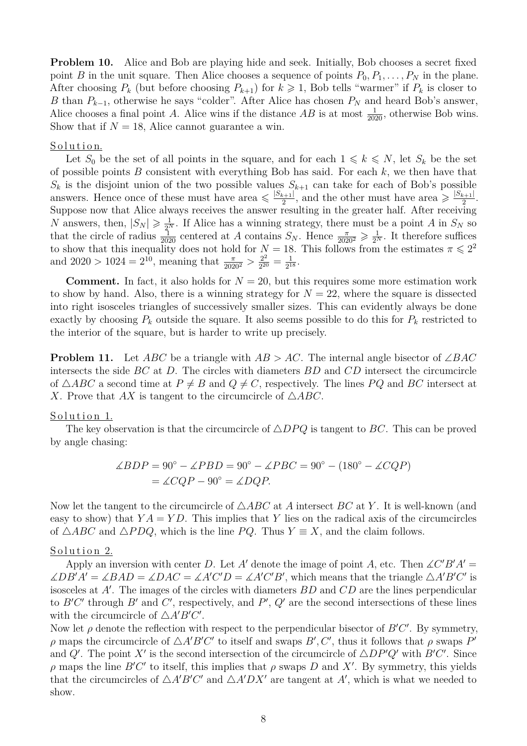**Problem 10.** Alice and Bob are playing hide and seek. Initially, Bob chooses a secret fixed point $B$ in the unit square. Then Alice chooses a sequence of points $P_0, P_1, \ldots, P_N$ in the plane. After choosing $P_k$ (but before choosing $P_{k+1}$) for $k \geqslant 1$, Bob tells "warmer" if $P_k$ is closer to $B$ than $P_{k-1}$, otherwise he says "colder". After Alice has chosen $P_N$ and heard Bob's answer, Alice chooses a final point $A$. Alice wins if the distance $AB$ is at most $\frac{1}{2020}$, otherwise Bob wins. Show that if $N = 18$, Alice cannot guarantee a win.

Solution.

Let $S_0$ be the set of all points in the square, and for each $1 \leqslant k \leqslant N$, let $S_k$ be the set of possible points $B$ consistent with everything Bob has said. For each $k$, we then have that $S_k$ is the disjoint union of the two possible values $S_{k+1}$ can take for each of Bob's possible answers. Hence once of these must have area $\leqslant \frac{|S_{k+1}|}{2}$, and the other must have area $\geqslant \frac{|S_{k+1}|}{2}$. Suppose now that Alice always receives the answer resulting in the greater half. After receiving $N$ answers, then, $|S_N| \geqslant \frac{1}{2^N}$. If Alice has a winning strategy, there must be a point $A$ in $S_N$ so that the circle of radius $\frac{1}{2020}$ centered at $A$ contains $S_N$. Hence $\frac{\pi}{2020^2} \geqslant \frac{1}{2^N}$. It therefore suffices to show that this inequality does not hold for $N = 18$. This follows from the estimates $\pi \leqslant 2^2$ and $2020 > 1024 = 2^{10}$, meaning that $\frac{\pi}{2020^2} > \frac{2^2}{2^{20}} = \frac{1}{2^{18}}$.

**Comment.** In fact, it also holds for $N = 20$, but this requires some more estimation work to show by hand. Also, there is a winning strategy for $N = 22$, where the square is dissected into right isosceles triangles of successively smaller sizes. This can evidently always be done exactly by choosing $P_k$ outside the square. It also seems possible to do this for $P_k$ restricted to the interior of the square, but is harder to write up precisely.

**Problem 11.** Let $ABC$ be a triangle with $AB > AC$. The internal angle bisector of $\angle BAC$ intersects the side $BC$ at $D$. The circles with diameters $BD$ and $CD$ intersect the circumcircle of $\triangle ABC$ a second time at $P \neq B$ and $Q \neq C$, respectively. The lines $PQ$ and $BC$ intersect at $X$. Prove that $AX$ is tangent to the circumcircle of $\triangle ABC$.

Solution 1.

The key observation is that the circumcircle of $\triangle DPQ$ is tangent to $BC$. This can be proved by angle chasing:

$$\begin{aligned}\measuredangle BDP &= 90^\circ - \measuredangle PBD = 90^\circ - \measuredangle PBC = 90^\circ - (180^\circ - \measuredangle CQP) \\ &= \measuredangle CQP - 90^\circ = \measuredangle DQP.\end{aligned}$$

Now let the tangent to the circumcircle of $\triangle ABC$ at $A$ intersect $BC$ at $Y$. It is well-known (and easy to show) that $YA = YD$. This implies that $Y$ lies on the radical axis of the circumcircles of $\triangle ABC$ and $\triangle PDQ$, which is the line $PQ$. Thus $Y \equiv X$, and the claim follows.

Solution 2.

Apply an inversion with center $D$. Let $A'$ denote the image of point $A$, etc. Then $\measuredangle C'B'A' = \measuredangle DB'A' = \measuredangle BAD = \measuredangle DAC = \measuredangle A'C'D = \measuredangle A'C'B'$, which means that the triangle $\triangle A'B'C'$ is isosceles at $A'$. The images of the circles with diameters $BD$ and $CD$ are the lines perpendicular to $B'C'$ through $B'$ and $C'$, respectively, and $P'$, $Q'$ are the second intersections of these lines with the circumcircle of $\triangle A'B'C'$.
Now let $\rho$ denote the reflection with respect to the perpendicular bisector of $B'C'$. By symmetry, $\rho$ maps the circumcircle of $\triangle A'B'C'$ to itself and swaps $B', C'$, thus it follows that $\rho$ swaps $P'$ and $Q'$. The point $X'$ is the second intersection of the circumcircle of $\triangle DP'Q'$ with $B'C'$. Since $\rho$ maps the line $B'C'$ to itself, this implies that $\rho$ swaps $D$ and $X'$. By symmetry, this yields that the circumcircles of $\triangle A'B'C'$ and $\triangle A'DX'$ are tangent at $A'$, which is what we needed to show.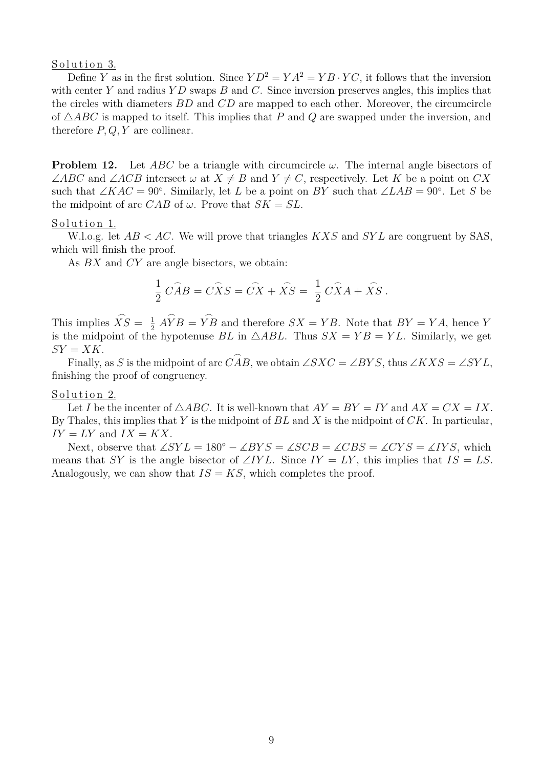Solution 3.

Define $Y$ as in the first solution. Since $YD^2 = YA^2 = YB \cdot YC$, it follows that the inversion with center $Y$ and radius $YD$ swaps $B$ and $C$. Since inversion preserves angles, this implies that the circles with diameters $BD$ and $CD$ are mapped to each other. Moreover, the circumcircle of $\triangle ABC$ is mapped to itself. This implies that $P$ and $Q$ are swapped under the inversion, and therefore $P, Q, Y$ are collinear.

**Problem 12.** Let $ABC$ be a triangle with circumcircle $\omega$. The internal angle bisectors of $\angle ABC$ and $\angle ACB$ intersect $\omega$ at $X \neq B$ and $Y \neq C$, respectively. Let $K$ be a point on $CX$ such that $\angle KAC = 90^\circ$. Similarly, let $L$ be a point on $BY$ such that $\angle LAB = 90^\circ$. Let $S$ be the midpoint of arc $CAB$ of $\omega$. Prove that $SK = SL$.

Solution 1.

W.l.o.g. let $AB < AC$. We will prove that triangles $KXS$ and $SYL$ are congruent by SAS, which will finish the proof.

As $BX$ and $CY$ are angle bisectors, we obtain:

$$\frac{1}{2}\,\widehat{CAB} = \widehat{CXS} = \widehat{CX} + \widehat{XS} = \frac{1}{2}\,\widehat{CXA} + \widehat{XS}\,.$$

This implies $\widehat{XS} = \frac{1}{2}\,\widehat{AYB} = \widehat{YB}$ and therefore $SX = YB$. Note that $BY = YA$, hence $Y$ is the midpoint of the hypotenuse $BL$ in $\triangle ABL$. Thus $SX = YB = YL$. Similarly, we get $SY = XK$.

Finally, as $S$ is the midpoint of arc $\widehat{CAB}$, we obtain $\angle SXC = \angle BYS$, thus $\angle KXS = \angle SYL$, finishing the proof of congruency.

Solution 2.

Let $I$ be the incenter of $\triangle ABC$. It is well-known that $AY = BY = IY$ and $AX = CX = IX$. By Thales, this implies that $Y$ is the midpoint of $BL$ and $X$ is the midpoint of $CK$. In particular, $IY = LY$ and $IX = KX$.

Next, observe that $\measuredangle SYL = 180^\circ - \measuredangle BYS = \measuredangle SCB = \measuredangle CBS = \measuredangle CYS = \measuredangle IYS$, which means that $SY$ is the angle bisector of $\angle IYL$. Since $IY = LY$, this implies that $IS = LS$. Analogously, we can show that $IS = KS$, which completes the proof.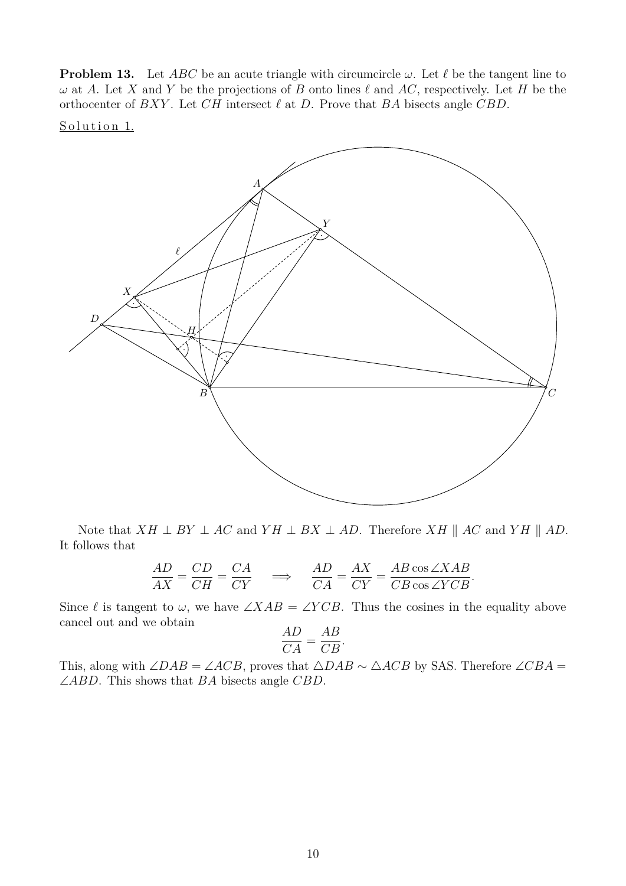**Problem 13.** Let $ABC$ be an acute triangle with circumcircle $\omega$. Let $\ell$ be the tangent line to $\omega$ at $A$. Let $X$ and $Y$ be the projections of $B$ onto lines $\ell$ and $AC$, respectively. Let $H$ be the orthocenter of $BXY$. Let $CH$ intersect $\ell$ at $D$. Prove that $BA$ bisects angle $CBD$.

Solution 1.

Note that $XH \perp BY \perp AC$ and $YH \perp BX \perp AD$. Therefore $XH \parallel AC$ and $YH \parallel AD$. It follows that

$$\frac{AD}{AX} = \frac{CD}{CH} = \frac{CA}{CY} \quad \Longrightarrow \quad \frac{AD}{CA} = \frac{AX}{CY} = \frac{AB \cos \angle XAB}{CB \cos \angle YCB}.$$

Since $\ell$ is tangent to $\omega$, we have $\angle XAB = \angle YCB$. Thus the cosines in the equality above cancel out and we obtain

$$\frac{AD}{CA} = \frac{AB}{CB}.$$

This, along with $\angle DAB = \angle ACB$, proves that $\triangle DAB \sim \triangle ACB$ by SAS. Therefore $\angle CBA = \angle ABD$. This shows that $BA$ bisects angle $CBD$.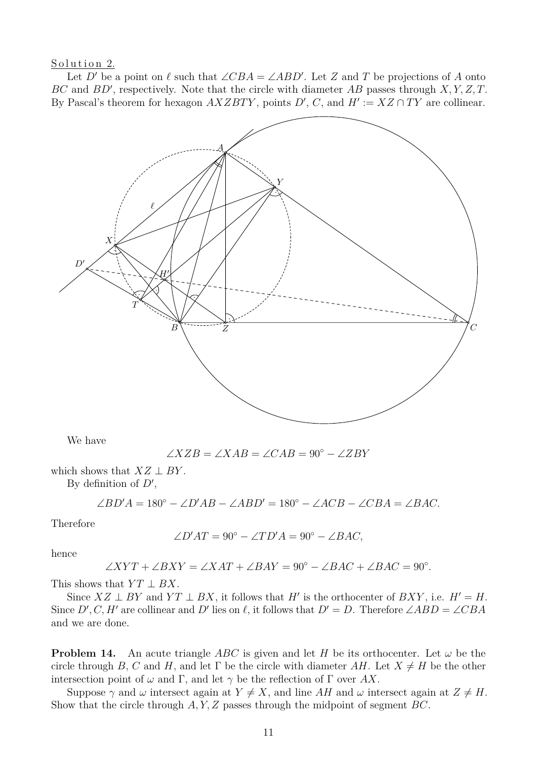Solution 2.

Let $D'$ be a point on $\ell$ such that $\angle CBA = \angle ABD'$. Let $Z$ and $T$ be projections of $A$ onto $BC$ and $BD'$, respectively. Note that the circle with diameter $AB$ passes through $X, Y, Z, T$. By Pascal's theorem for hexagon $AXZBTY$, points $D'$, $C$, and $H' := XZ \cap TY$ are collinear.

We have

$$\angle XZB = \angle XAB = \angle CAB = 90^\circ - \angle ZBY$$

which shows that $XZ \perp BY$.

By definition of $D'$,

$$\angle BD'A = 180^\circ - \angle D'AB - \angle ABD' = 180^\circ - \angle ACB - \angle CBA = \angle BAC.$$

Therefore

$$\angle D'AT = 90^\circ - \angle TD'A = 90^\circ - \angle BAC,$$

hence

$$\angle XYT + \angle BXY = \angle XAT + \angle BAY = 90^\circ - \angle BAC + \angle BAC = 90^\circ.$$

This shows that $YT \perp BX$.

Since $XZ \perp BY$ and $YT \perp BX$, it follows that $H'$ is the orthocenter of $BXY$, i.e. $H' = H$. Since $D', C, H'$ are collinear and $D'$ lies on $\ell$, it follows that $D' = D$. Therefore $\angle ABD = \angle CBA$ and we are done.

**Problem 14.** An acute triangle $ABC$ is given and let $H$ be its orthocenter. Let $\omega$ be the circle through $B$, $C$ and $H$, and let $\Gamma$ be the circle with diameter $AH$. Let $X \neq H$ be the other intersection point of $\omega$ and $\Gamma$, and let $\gamma$ be the reflection of $\Gamma$ over $AX$.

Suppose $\gamma$ and $\omega$ intersect again at $Y \neq X$, and line $AH$ and $\omega$ intersect again at $Z \neq H$. Show that the circle through $A, Y, Z$ passes through the midpoint of segment $BC$.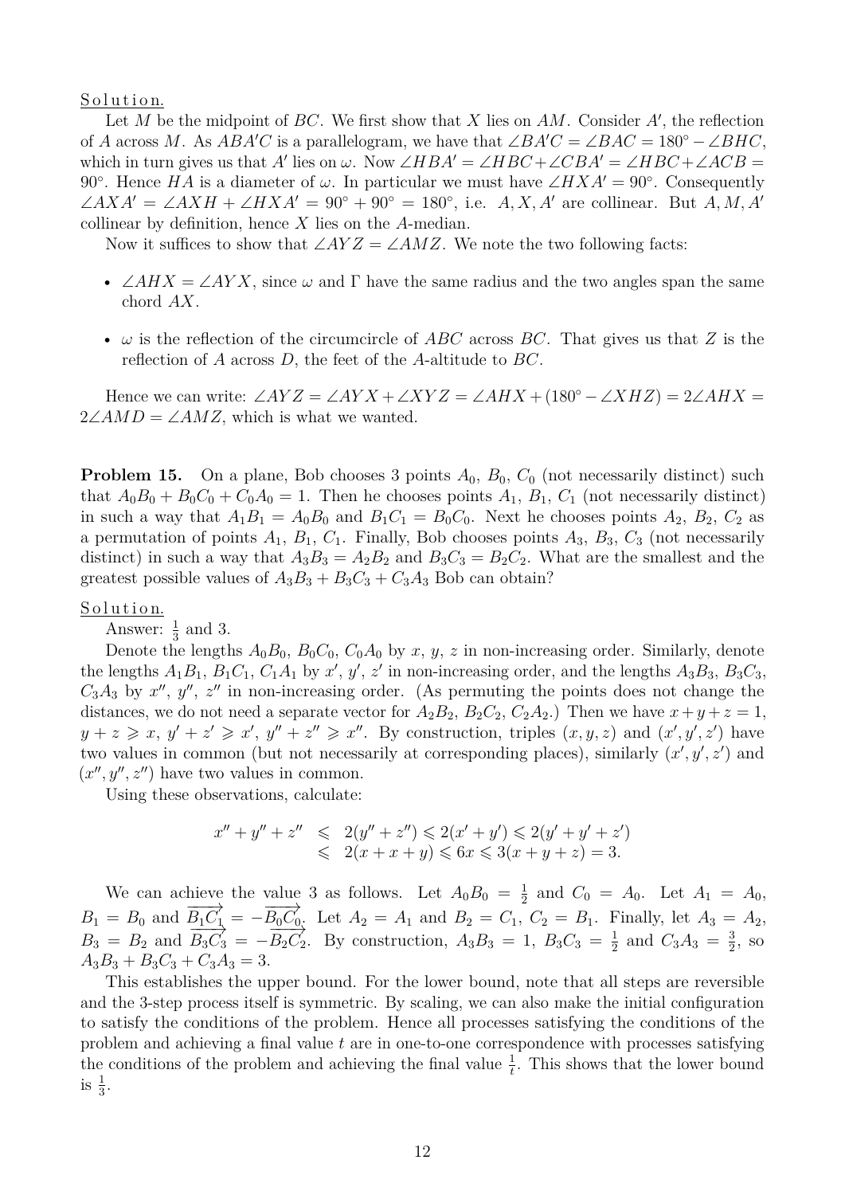Solution.

Let $M$ be the midpoint of $BC$. We first show that $X$ lies on $AM$. Consider $A'$, the reflection of $A$ across $M$. As $ABA'C$ is a parallelogram, we have that $\angle BA'C = \angle BAC = 180^\circ - \angle BHC$, which in turn gives us that $A'$ lies on $\omega$. Now $\angle HBA' = \angle HBC + \angle CBA' = \angle HBC + \angle ACB = 90^\circ$. Hence $HA$ is a diameter of $\omega$. In particular we must have $\angle HXA' = 90^\circ$. Consequently $\angle AXA' = \angle AXH + \angle HXA' = 90^\circ + 90^\circ = 180^\circ$, i.e. $A, X, A'$ are collinear. But $A, M, A'$ collinear by definition, hence $X$ lies on the $A$-median.

Now it suffices to show that $\angle AYZ = \angle AMZ$. We note the two following facts:

- $\angle AHX = \angle AYX$, since $\omega$ and $\Gamma$ have the same radius and the two angles span the same chord $AX$.
- $\omega$ is the reflection of the circumcircle of $ABC$ across $BC$. That gives us that $Z$ is the reflection of $A$ across $D$, the feet of the $A$-altitude to $BC$.

Hence we can write: $\angle AYZ = \angle AYX + \angle XYZ = \angle AHX + (180^\circ - \angle XHZ) = 2\angle AHX = 2\angle AMD = \angle AMZ$, which is what we wanted.

**Problem 15.** On a plane, Bob chooses 3 points $A_0$, $B_0$, $C_0$ (not necessarily distinct) such that $A_0B_0 + B_0C_0 + C_0A_0 = 1$. Then he chooses points $A_1$, $B_1$, $C_1$ (not necessarily distinct) in such a way that $A_1B_1 = A_0B_0$ and $B_1C_1 = B_0C_0$. Next he chooses points $A_2$, $B_2$, $C_2$ as a permutation of points $A_1$, $B_1$, $C_1$. Finally, Bob chooses points $A_3$, $B_3$, $C_3$ (not necessarily distinct) in such a way that $A_3B_3 = A_2B_2$ and $B_3C_3 = B_2C_2$. What are the smallest and the greatest possible values of $A_3B_3 + B_3C_3 + C_3A_3$ Bob can obtain?

Solution.

Answer: $\frac{1}{3}$ and 3.

Denote the lengths $A_0B_0$, $B_0C_0$, $C_0A_0$ by $x$, $y$, $z$ in non-increasing order. Similarly, denote the lengths $A_1B_1$, $B_1C_1$, $C_1A_1$ by $x'$, $y'$, $z'$ in non-increasing order, and the lengths $A_3B_3$, $B_3C_3$, $C_3A_3$ by $x''$, $y''$, $z''$ in non-increasing order. (As permuting the points does not change the distances, we do not need a separate vector for $A_2B_2$, $B_2C_2$, $C_2A_2$.) Then we have $x+y+z=1$, $y+z \geqslant x$, $y'+z' \geqslant x'$, $y''+z'' \geqslant x''$. By construction, triples $(x,y,z)$ and $(x',y',z')$ have two values in common (but not necessarily at corresponding places), similarly $(x',y',z')$ and $(x'',y'',z'')$ have two values in common.

Using these observations, calculate:

$$\begin{aligned} x''+y''+z'' &\leqslant 2(y''+z'') \leqslant 2(x'+y') \leqslant 2(y'+y'+z') \\ &\leqslant 2(x+x+y) \leqslant 6x \leqslant 3(x+y+z) = 3. \end{aligned}$$

We can achieve the value 3 as follows. Let $A_0B_0 = \frac{1}{2}$ and $C_0 = A_0$. Let $A_1 = A_0$, $B_1 = B_0$ and $\overrightarrow{B_1C_1} = -\overrightarrow{B_0C_0}$. Let $A_2 = A_1$ and $B_2 = C_1$, $C_2 = B_1$. Finally, let $A_3 = A_2$, $B_3 = B_2$ and $\overrightarrow{B_3C_3} = -\overrightarrow{B_2C_2}$. By construction, $A_3B_3 = 1$, $B_3C_3 = \frac{1}{2}$ and $C_3A_3 = \frac{3}{2}$, so $A_3B_3 + B_3C_3 + C_3A_3 = 3$.

This establishes the upper bound. For the lower bound, note that all steps are reversible and the 3-step process itself is symmetric. By scaling, we can also make the initial configuration to satisfy the conditions of the problem. Hence all processes satisfying the conditions of the problem and achieving a final value $t$ are in one-to-one correspondence with processes satisfying the conditions of the problem and achieving the final value $\frac{1}{t}$. This shows that the lower bound is $\frac{1}{3}$.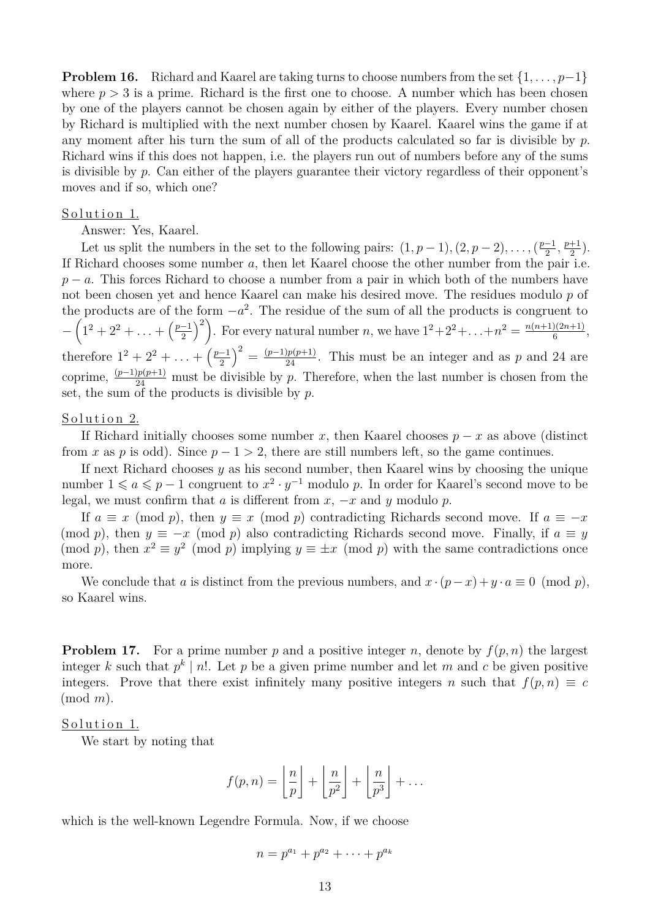**Problem 16.** Richard and Kaarel are taking turns to choose numbers from the set $\{1, \ldots, p-1\}$ where $p > 3$ is a prime. Richard is the first one to choose. A number which has been chosen by one of the players cannot be chosen again by either of the players. Every number chosen by Richard is multiplied with the next number chosen by Kaarel. Kaarel wins the game if at any moment after his turn the sum of all of the products calculated so far is divisible by $p$. Richard wins if this does not happen, i.e. the players run out of numbers before any of the sums is divisible by $p$. Can either of the players guarantee their victory regardless of their opponent's moves and if so, which one?

Solution 1.

Answer: Yes, Kaarel.

Let us split the numbers in the set to the following pairs: $(1, p-1), (2, p-2), \ldots, (\frac{p-1}{2}, \frac{p+1}{2})$. If Richard chooses some number $a$, then let Kaarel choose the other number from the pair i.e. $p - a$. This forces Richard to choose a number from a pair in which both of the numbers have not been chosen yet and hence Kaarel can make his desired move. The residues modulo $p$ of the products are of the form $-a^2$. The residue of the sum of all the products is congruent to $-\left(1^2 + 2^2 + \ldots + \left(\frac{p-1}{2}\right)^2\right)$. For every natural number $n$, we have $1^2+2^2+\ldots+n^2 = \frac{n(n+1)(2n+1)}{6}$, therefore $1^2 + 2^2 + \ldots + \left(\frac{p-1}{2}\right)^2 = \frac{(p-1)p(p+1)}{24}$. This must be an integer and as $p$ and 24 are coprime, $\frac{(p-1)p(p+1)}{24}$ must be divisible by $p$. Therefore, when the last number is chosen from the set, the sum of the products is divisible by $p$.

Solution 2.

If Richard initially chooses some number $x$, then Kaarel chooses $p - x$ as above (distinct from $x$ as $p$ is odd). Since $p - 1 > 2$, there are still numbers left, so the game continues.

If next Richard chooses $y$ as his second number, then Kaarel wins by choosing the unique number $1 \leqslant a \leqslant p - 1$ congruent to $x^2 \cdot y^{-1}$ modulo $p$. In order for Kaarel's second move to be legal, we must confirm that $a$ is different from $x$, $-x$ and $y$ modulo $p$.

If $a \equiv x \pmod p$, then $y \equiv x \pmod p$ contradicting Richards second move. If $a \equiv -x \pmod p$, then $y \equiv -x \pmod p$ also contradicting Richards second move. Finally, if $a \equiv y \pmod p$, then $x^2 \equiv y^2 \pmod p$ implying $y \equiv \pm x \pmod p$ with the same contradictions once more.

We conclude that $a$ is distinct from the previous numbers, and $x \cdot (p-x) + y \cdot a \equiv 0 \pmod p$, so Kaarel wins.

**Problem 17.** For a prime number $p$ and a positive integer $n$, denote by $f(p, n)$ the largest integer $k$ such that $p^k \mid n!$. Let $p$ be a given prime number and let $m$ and $c$ be given positive integers. Prove that there exist infinitely many positive integers $n$ such that $f(p, n) \equiv c \pmod m$.

Solution 1.

We start by noting that

$$f(p, n) = \left\lfloor \frac{n}{p} \right\rfloor + \left\lfloor \frac{n}{p^2} \right\rfloor + \left\lfloor \frac{n}{p^3} \right\rfloor + \ldots$$

which is the well-known Legendre Formula. Now, if we choose

$$n = p^{a_1} + p^{a_2} + \cdots + p^{a_k}$$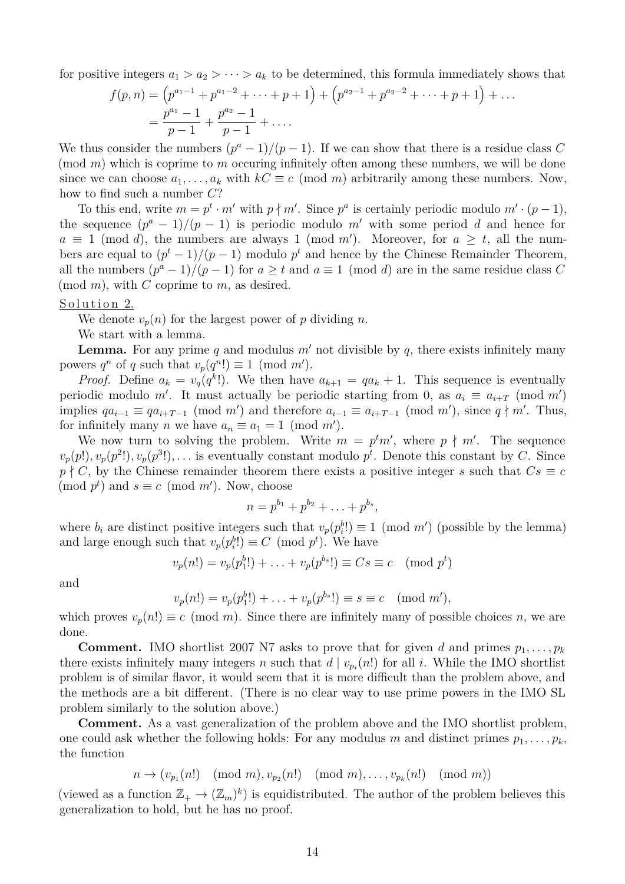for positive integers $a_1 > a_2 > \cdots > a_k$ to be determined, this formula immediately shows that

$$f(p,n) = \left(p^{a_1-1} + p^{a_1-2} + \cdots + p + 1\right) + \left(p^{a_2-1} + p^{a_2-2} + \cdots + p + 1\right) + \ldots$$
$$= \frac{p^{a_1}-1}{p-1} + \frac{p^{a_2}-1}{p-1} + \ldots.$$

We thus consider the numbers $(p^a - 1)/(p-1)$. If we can show that there is a residue class $C \pmod m$ which is coprime to $m$ occuring infinitely often among these numbers, we will be done since we can choose $a_1, \ldots, a_k$ with $kC \equiv c \pmod m$ arbitrarily among these numbers. Now, how to find such a number $C$?

To this end, write $m = p^t \cdot m'$ with $p \nmid m'$. Since $p^a$ is certainly periodic modulo $m' \cdot (p-1)$, the sequence $(p^a - 1)/(p-1)$ is periodic modulo $m'$ with some period $d$ and hence for $a \equiv 1 \pmod d$, the numbers are always $1 \pmod{m'}$. Moreover, for $a \geq t$, all the numbers are equal to $(p^t - 1)/(p-1)$ modulo $p^t$ and hence by the Chinese Remainder Theorem, all the numbers $(p^a - 1)/(p-1)$ for $a \geq t$ and $a \equiv 1 \pmod d$ are in the same residue class $C \pmod m$, with $C$ coprime to $m$, as desired.

Solution 2.

We denote $v_p(n)$ for the largest power of $p$ dividing $n$.

We start with a lemma.

**Lemma.** For any prime $q$ and modulus $m'$ not divisible by $q$, there exists infinitely many powers $q^n$ of $q$ such that $v_p(q^n!) \equiv 1 \pmod{m'}$.

*Proof.* Define $a_k = v_q(q^k!)$. We then have $a_{k+1} = qa_k + 1$. This sequence is eventually periodic modulo $m'$. It must actually be periodic starting from 0, as $a_i \equiv a_{i+T} \pmod{m'}$ implies $qa_{i-1} \equiv qa_{i+T-1} \pmod{m'}$ and therefore $a_{i-1} \equiv a_{i+T-1} \pmod{m'}$, since $q \nmid m'$. Thus, for infinitely many $n$ we have $a_n \equiv a_1 = 1 \pmod{m'}$.

We now turn to solving the problem. Write $m = p^t m'$, where $p \nmid m'$. The sequence $v_p(p!), v_p(p^2!), v_p(p^3!), \ldots$ is eventually constant modulo $p^t$. Denote this constant by $C$. Since $p \nmid C$, by the Chinese remainder theorem there exists a positive integer $s$ such that $Cs \equiv c \pmod{p^t}$ and $s \equiv c \pmod{m'}$. Now, choose

$$n = p^{b_1} + p^{b_2} + \ldots + p^{b_s},$$

where $b_i$ are distinct positive integers such that $v_p(p_i^b!) \equiv 1 \pmod{m'}$ (possible by the lemma) and large enough such that $v_p(p_i^b!) \equiv C \pmod{p^t}$. We have

$$v_p(n!) = v_p(p_1^b!) + \ldots + v_p(p^{b_s}!) \equiv Cs \equiv c \pmod{p^t}$$

and

$$v_p(n!) = v_p(p_1^b!) + \ldots + v_p(p^{b_s}!) \equiv s \equiv c \pmod{m'},$$

which proves $v_p(n!) \equiv c \pmod m$. Since there are infinitely many of possible choices $n$, we are done.

**Comment.** IMO shortlist 2007 N7 asks to prove that for given $d$ and primes $p_1, \ldots, p_k$ there exists infinitely many integers $n$ such that $d \mid v_{p_i}(n!)$ for all $i$. While the IMO shortlist problem is of similar flavor, it would seem that it is more difficult than the problem above, and the methods are a bit different. (There is no clear way to use prime powers in the IMO SL problem similarly to the solution above.)

**Comment.** As a vast generalization of the problem above and the IMO shortlist problem, one could ask whether the following holds: For any modulus $m$ and distinct primes $p_1, \ldots, p_k$, the function

$$n \to (v_{p_1}(n!) \pmod m, v_{p_2}(n!) \pmod m, \ldots, v_{p_k}(n!) \pmod m)$$

(viewed as a function $\mathbb{Z}_+ \to (\mathbb{Z}_m)^k$) is equidistributed. The author of the problem believes this generalization to hold, but he has no proof.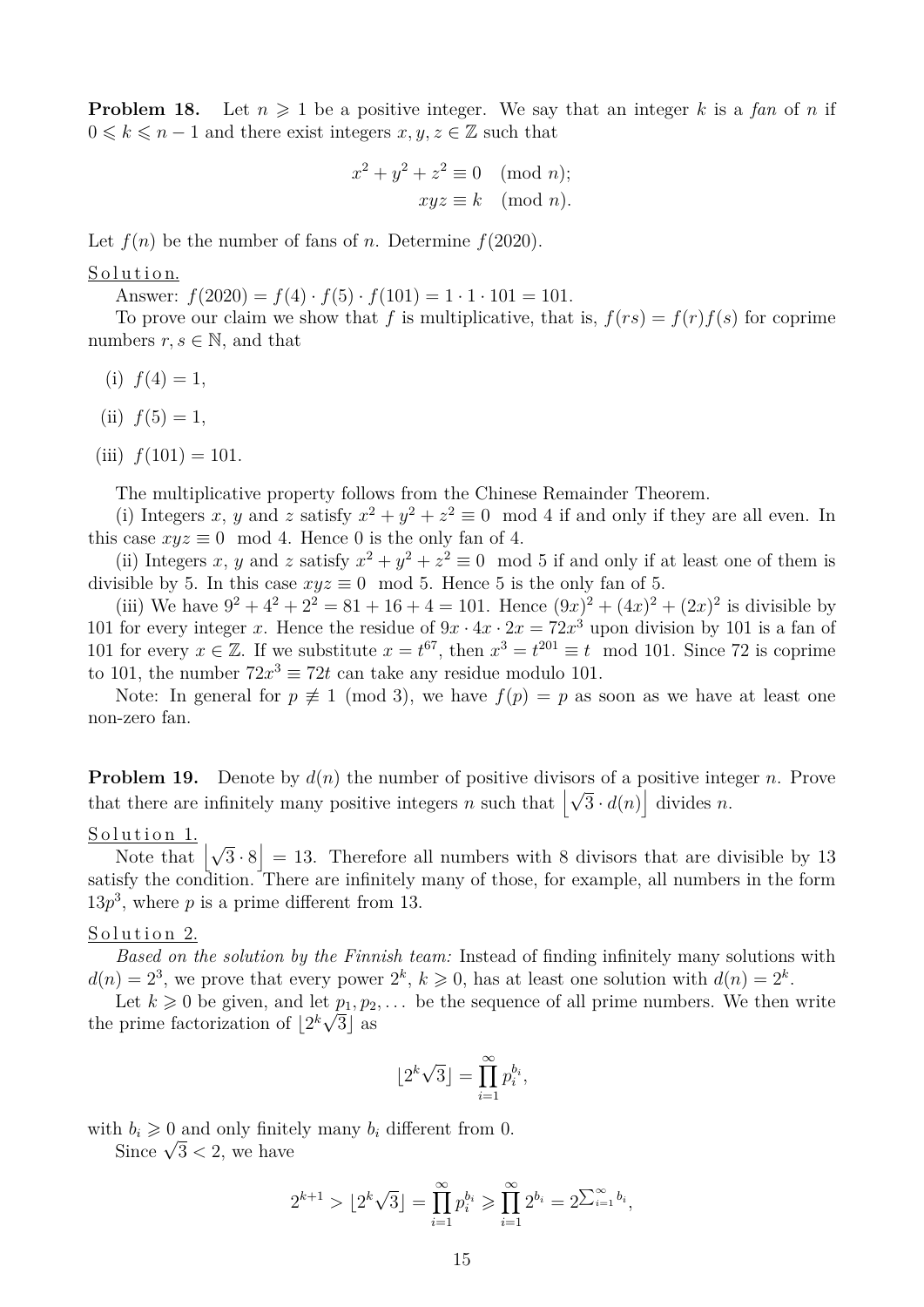**Problem 18.** Let $n \geqslant 1$ be a positive integer. We say that an integer $k$ is a *fan* of $n$ if $0 \leqslant k \leqslant n-1$ and there exist integers $x, y, z \in \mathbb{Z}$ such that

$$x^2 + y^2 + z^2 \equiv 0 \pmod{n};$$
$$xyz \equiv k \pmod{n}.$$

Let $f(n)$ be the number of fans of $n$. Determine $f(2020)$.

Solution.

Answer: $f(2020) = f(4) \cdot f(5) \cdot f(101) = 1 \cdot 1 \cdot 101 = 101$.

To prove our claim we show that $f$ is multiplicative, that is, $f(rs) = f(r)f(s)$ for coprime numbers $r, s \in \mathbb{N}$, and that

(i) $f(4) = 1$,

(ii) $f(5) = 1$,

(iii) $f(101) = 101$.

The multiplicative property follows from the Chinese Remainder Theorem.

(i) Integers $x$, $y$ and $z$ satisfy $x^2 + y^2 + z^2 \equiv 0 \mod 4$ if and only if they are all even. In this case $xyz \equiv 0 \mod 4$. Hence 0 is the only fan of 4.

(ii) Integers $x$, $y$ and $z$ satisfy $x^2 + y^2 + z^2 \equiv 0 \mod 5$ if and only if at least one of them is divisible by 5. In this case $xyz \equiv 0 \mod 5$. Hence 5 is the only fan of 5.

(iii) We have $9^2 + 4^2 + 2^2 = 81 + 16 + 4 = 101$. Hence $(9x)^2 + (4x)^2 + (2x)^2$ is divisible by 101 for every integer $x$. Hence the residue of $9x \cdot 4x \cdot 2x = 72x^3$ upon division by 101 is a fan of 101 for every $x \in \mathbb{Z}$. If we substitute $x = t^{67}$, then $x^3 = t^{201} \equiv t \mod 101$. Since 72 is coprime to 101, the number $72x^3 \equiv 72t$ can take any residue modulo 101.

Note: In general for $p \not\equiv 1 \pmod{3}$, we have $f(p) = p$ as soon as we have at least one non-zero fan.

**Problem 19.** Denote by $d(n)$ the number of positive divisors of a positive integer $n$. Prove that there are infinitely many positive integers $n$ such that $\left\lfloor \sqrt{3} \cdot d(n) \right\rfloor$ divides $n$.

Solution 1.

Note that $\left\lfloor \sqrt{3} \cdot 8 \right\rfloor = 13$. Therefore all numbers with 8 divisors that are divisible by 13 satisfy the condition. There are infinitely many of those, for example, all numbers in the form $13p^3$, where $p$ is a prime different from 13.

Solution 2.

*Based on the solution by the Finnish team:* Instead of finding infinitely many solutions with $d(n) = 2^3$, we prove that every power $2^k$, $k \geqslant 0$, has at least one solution with $d(n) = 2^k$.

Let $k \geqslant 0$ be given, and let $p_1, p_2, \ldots$ be the sequence of all prime numbers. We then write the prime factorization of $\lfloor 2^k \sqrt{3} \rfloor$ as

$$\lfloor 2^k \sqrt{3} \rfloor = \prod_{i=1}^{\infty} p_i^{b_i},$$

with $b_i \geqslant 0$ and only finitely many $b_i$ different from 0.

Since $\sqrt{3} < 2$, we have

$$2^{k+1} > \lfloor 2^k \sqrt{3} \rfloor = \prod_{i=1}^{\infty} p_i^{b_i} \geqslant \prod_{i=1}^{\infty} 2^{b_i} = 2^{\sum_{i=1}^{\infty} b_i},$$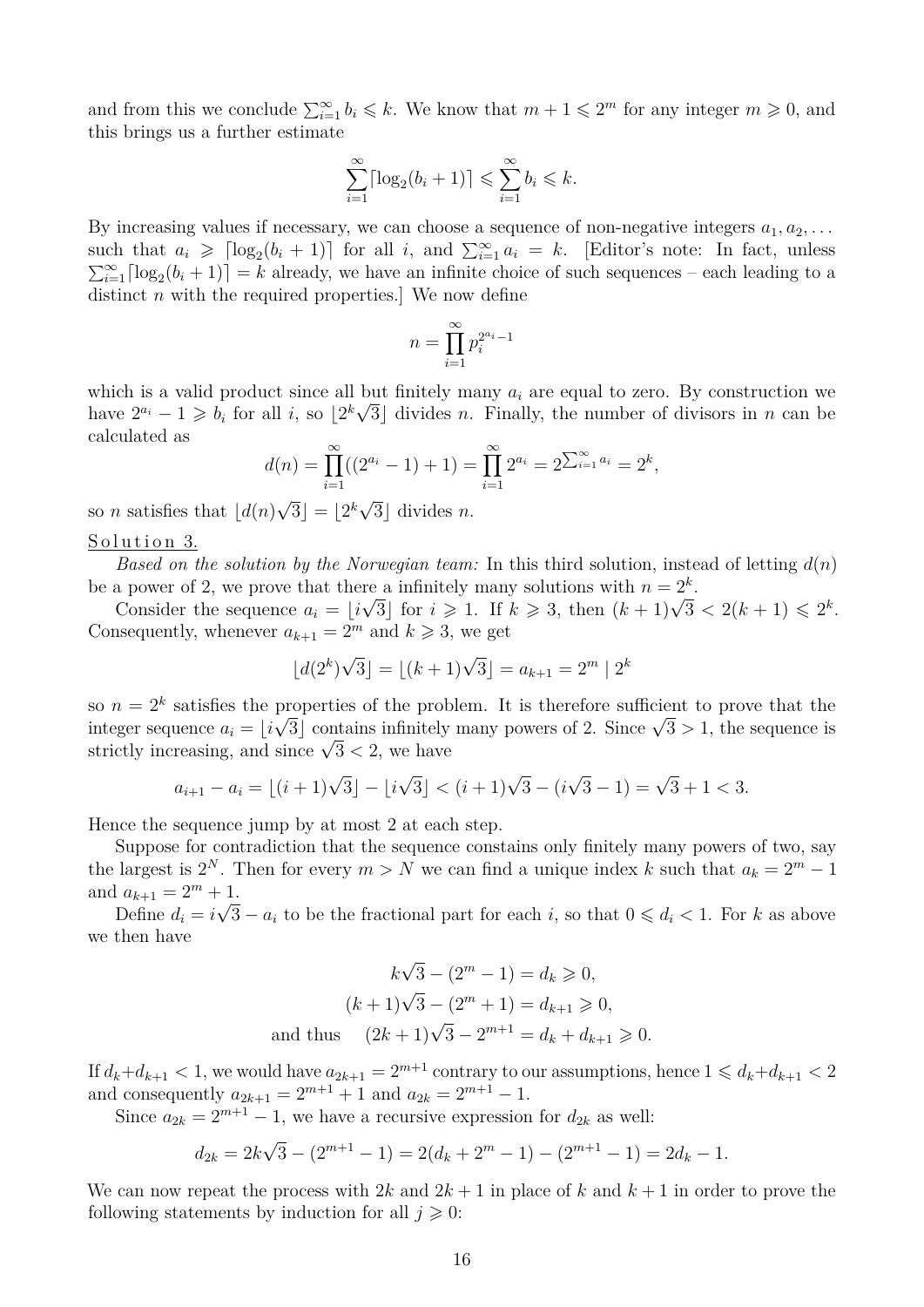and from this we conclude $\sum_{i=1}^{\infty} b_i \leqslant k$. We know that $m+1 \leqslant 2^m$ for any integer $m \geqslant 0$, and this brings us a further estimate

$$\sum_{i=1}^{\infty} \lceil \log_2(b_i+1) \rceil \leqslant \sum_{i=1}^{\infty} b_i \leqslant k.$$

By increasing values if necessary, we can choose a sequence of non-negative integers $a_1, a_2, \dots$ such that $a_i \geqslant \lceil \log_2(b_i+1) \rceil$ for all $i$, and $\sum_{i=1}^{\infty} a_i = k$. [Editor's note: In fact, unless $\sum_{i=1}^{\infty} \lceil \log_2(b_i+1) \rceil = k$ already, we have an infinite choice of such sequences – each leading to a distinct $n$ with the required properties.] We now define

$$n = \prod_{i=1}^{\infty} p_i^{2^{a_i}-1}$$

which is a valid product since all but finitely many $a_i$ are equal to zero. By construction we have $2^{a_i} - 1 \geqslant b_i$ for all $i$, so $\lfloor 2^k \sqrt{3} \rfloor$ divides $n$. Finally, the number of divisors in $n$ can be calculated as

$$d(n) = \prod_{i=1}^{\infty} ((2^{a_i}-1)+1) = \prod_{i=1}^{\infty} 2^{a_i} = 2^{\sum_{i=1}^{\infty} a_i} = 2^k,$$

so $n$ satisfies that $\lfloor d(n)\sqrt{3} \rfloor = \lfloor 2^k \sqrt{3} \rfloor$ divides $n$.

Solution 3.

*Based on the solution by the Norwegian team:* In this third solution, instead of letting $d(n)$ be a power of 2, we prove that there a infinitely many solutions with $n = 2^k$.

Consider the sequence $a_i = \lfloor i\sqrt{3} \rfloor$ for $i \geqslant 1$. If $k \geqslant 3$, then $(k+1)\sqrt{3} < 2(k+1) \leqslant 2^k$. Consequently, whenever $a_{k+1} = 2^m$ and $k \geqslant 3$, we get

$$\lfloor d(2^k)\sqrt{3} \rfloor = \lfloor (k+1)\sqrt{3} \rfloor = a_{k+1} = 2^m \mid 2^k$$

so $n = 2^k$ satisfies the properties of the problem. It is therefore sufficient to prove that the integer sequence $a_i = \lfloor i\sqrt{3} \rfloor$ contains infinitely many powers of 2. Since $\sqrt{3} > 1$, the sequence is strictly increasing, and since $\sqrt{3} < 2$, we have

$$a_{i+1} - a_i = \lfloor (i+1)\sqrt{3} \rfloor - \lfloor i\sqrt{3} \rfloor < (i+1)\sqrt{3} - (i\sqrt{3} - 1) = \sqrt{3} + 1 < 3.$$

Hence the sequence jump by at most 2 at each step.

Suppose for contradiction that the sequence constains only finitely many powers of two, say the largest is $2^N$. Then for every $m > N$ we can find a unique index $k$ such that $a_k = 2^m - 1$ and $a_{k+1} = 2^m + 1$.

Define $d_i = i\sqrt{3} - a_i$ to be the fractional part for each $i$, so that $0 \leqslant d_i < 1$. For $k$ as above we then have

$$\begin{aligned}
k\sqrt{3} - (2^m - 1) &= d_k \geqslant 0, \\
(k+1)\sqrt{3} - (2^m + 1) &= d_{k+1} \geqslant 0, \\
\text{and thus} \quad (2k+1)\sqrt{3} - 2^{m+1} &= d_k + d_{k+1} \geqslant 0.
\end{aligned}$$

If $d_k + d_{k+1} < 1$, we would have $a_{2k+1} = 2^{m+1}$ contrary to our assumptions, hence $1 \leqslant d_k + d_{k+1} < 2$ and consequently $a_{2k+1} = 2^{m+1} + 1$ and $a_{2k} = 2^{m+1} - 1$.

Since $a_{2k} = 2^{m+1} - 1$, we have a recursive expression for $d_{2k}$ as well:

$$d_{2k} = 2k\sqrt{3} - (2^{m+1} - 1) = 2(d_k + 2^m - 1) - (2^{m+1} - 1) = 2d_k - 1.$$

We can now repeat the process with $2k$ and $2k+1$ in place of $k$ and $k+1$ in order to prove the following statements by induction for all $j \geqslant 0$: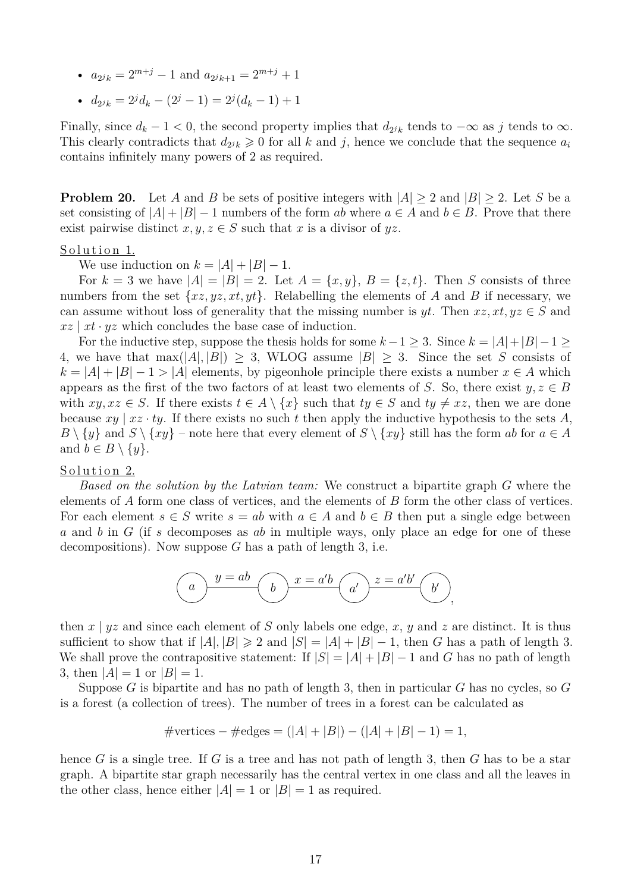- $a_{2^j k} = 2^{m+j} - 1$ and $a_{2^j k+1} = 2^{m+j} + 1$
- $d_{2^j k} = 2^j d_k - (2^j - 1) = 2^j(d_k - 1) + 1$

Finally, since $d_k - 1 < 0$, the second property implies that $d_{2^j k}$ tends to $-\infty$ as $j$ tends to $\infty$. This clearly contradicts that $d_{2^j k} \geqslant 0$ for all $k$ and $j$, hence we conclude that the sequence $a_i$ contains infinitely many powers of 2 as required.

**Problem 20.** Let $A$ and $B$ be sets of positive integers with $|A| \geq 2$ and $|B| \geq 2$. Let $S$ be a set consisting of $|A| + |B| - 1$ numbers of the form $ab$ where $a \in A$ and $b \in B$. Prove that there exist pairwise distinct $x, y, z \in S$ such that $x$ is a divisor of $yz$.

Solution 1.

We use induction on $k = |A| + |B| - 1$.

For $k = 3$ we have $|A| = |B| = 2$. Let $A = \{x, y\}$, $B = \{z, t\}$. Then $S$ consists of three numbers from the set $\{xz, yz, xt, yt\}$. Relabelling the elements of $A$ and $B$ if necessary, we can assume without loss of generality that the missing number is $yt$. Then $xz, xt, yz \in S$ and $xz \mid xt \cdot yz$ which concludes the base case of induction.

For the inductive step, suppose the thesis holds for some $k - 1 \geq 3$. Since $k = |A| + |B| - 1 \geq 4$, we have that $\max(|A|, |B|) \geq 3$, WLOG assume $|B| \geq 3$. Since the set $S$ consists of $k = |A| + |B| - 1 > |A|$ elements, by pigeonhole principle there exists a number $x \in A$ which appears as the first of the two factors of at least two elements of $S$. So, there exist $y, z \in B$ with $xy, xz \in S$. If there exists $t \in A \setminus \{x\}$ such that $ty \in S$ and $ty \neq xz$, then we are done because $xy \mid xz \cdot ty$. If there exists no such $t$ then apply the inductive hypothesis to the sets $A$, $B \setminus \{y\}$ and $S \setminus \{xy\}$ – note here that every element of $S \setminus \{xy\}$ still has the form $ab$ for $a \in A$ and $b \in B \setminus \{y\}$.

Solution 2.

*Based on the solution by the Latvian team:* We construct a bipartite graph $G$ where the elements of $A$ form one class of vertices, and the elements of $B$ form the other class of vertices. For each element $s \in S$ write $s = ab$ with $a \in A$ and $b \in B$ then put a single edge between $a$ and $b$ in $G$ (if $s$ decomposes as $ab$ in multiple ways, only place an edge for one of these decompositions). Now suppose $G$ has a path of length 3, i.e.

$a$ —($y = ab$)— $b$ —($x = a'b$)— $a'$ —($z = a'b'$)— $b'$,

then $x \mid yz$ and since each element of $S$ only labels one edge, $x$, $y$ and $z$ are distinct. It is thus sufficient to show that if $|A|, |B| \geqslant 2$ and $|S| = |A| + |B| - 1$, then $G$ has a path of length 3. We shall prove the contrapositive statement: If $|S| = |A| + |B| - 1$ and $G$ has no path of length 3, then $|A| = 1$ or $|B| = 1$.

Suppose $G$ is bipartite and has no path of length 3, then in particular $G$ has no cycles, so $G$ is a forest (a collection of trees). The number of trees in a forest can be calculated as

$$\#\text{vertices} - \#\text{edges} = (|A| + |B|) - (|A| + |B| - 1) = 1,$$

hence $G$ is a single tree. If $G$ is a tree and has not path of length 3, then $G$ has to be a star graph. A bipartite star graph necessarily has the central vertex in one class and all the leaves in the other class, hence either $|A| = 1$ or $|B| = 1$ as required.